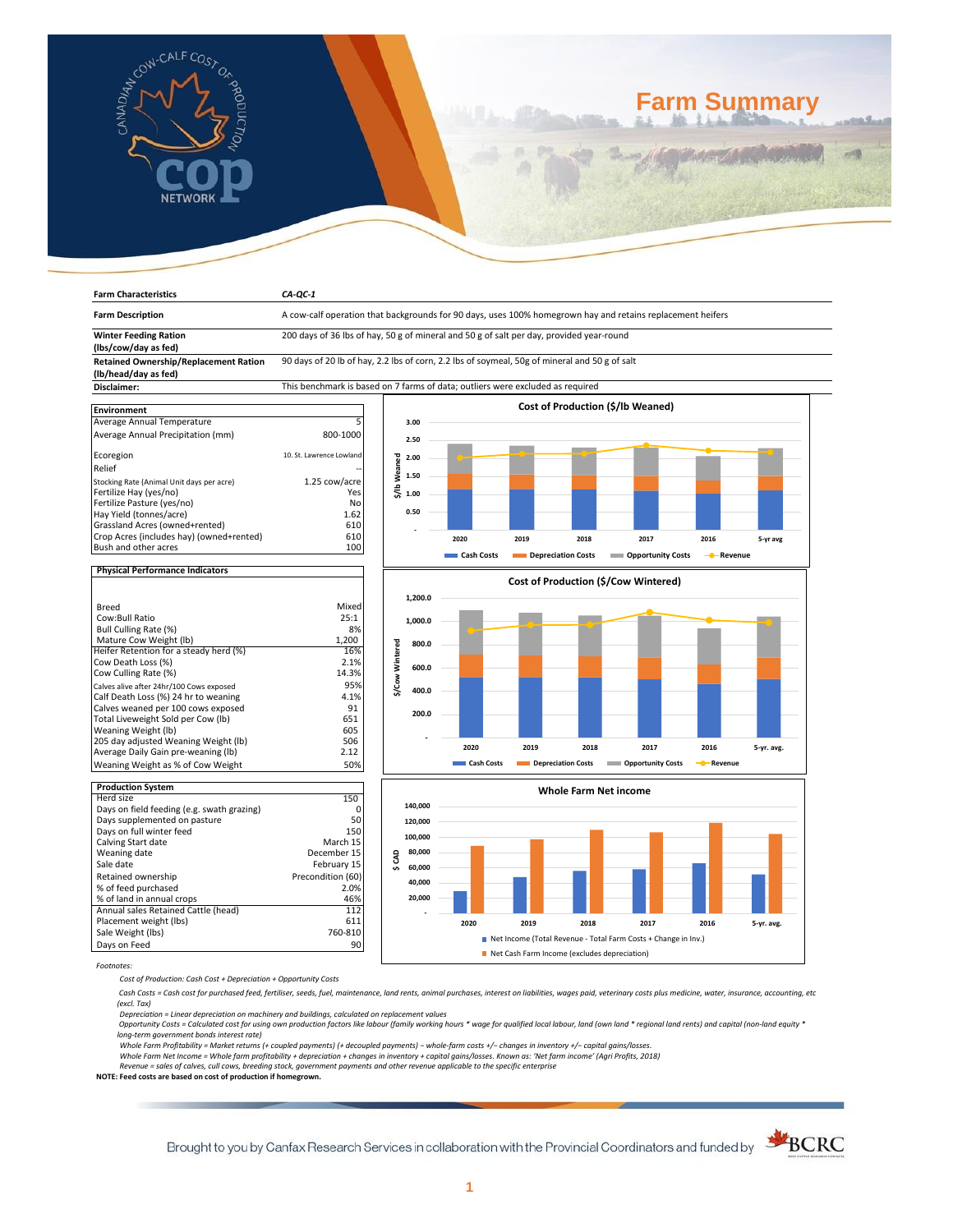# Farm Summary

| Farm Characteristics | CA-QC-1 |
|---|---|
| Farm Description | A cow-calf operation that backgrounds for 90 days, uses 100% homegrown hay and retains replacement heifers |
| Winter Feeding Ration (lbs/cow/day as fed) | 200 days of 36 lbs of hay, 50 g of mineral and 50 g of salt per day, provided year-round |
| Retained Ownership/Replacement Ration (lb/head/day as fed) | 90 days of 20 lb of hay, 2.2 lbs of corn, 2.2 lbs of soymeal, 50g of mineral and 50 g of salt |
| Disclaimer: | This benchmark is based on 7 farms of data; outliers were excluded as required |

| Environment | |
|---|---|
| Average Annual Temperature | 5 |
| Average Annual Precipitation (mm) | 800-1000 |
| Ecoregion | 10. St. Lawrence Lowland |
| Relief | -- |
| Stocking Rate (Animal Unit days per acre) | 1.25 cow/acre |
| Fertilize Hay (yes/no) | Yes |
| Fertilize Pasture (yes/no) | No |
| Hay Yield (tonnes/acre) | 1.62 |
| Grassland Acres (owned+rented) | 610 |
| Crop Acres (includes hay) (owned+rented) | 610 |
| Bush and other acres | 100 |

| Physical Performance Indicators | |
|---|---|
| Breed | Mixed |
| Cow:Bull Ratio | 25:1 |
| Bull Culling Rate (%) | 8% |
| Mature Cow Weight (lb) | 1,200 |
| Heifer Retention for a steady herd (%) | 16% |
| Cow Death Loss (%) | 2.1% |
| Cow Culling Rate (%) | 14.3% |
| Calves alive after 24hr/100 Cows exposed | 95% |
| Calf Death Loss (%) 24 hr to weaning | 4.1% |
| Calves weaned per 100 cows exposed | 91 |
| Total Liveweight Sold per Cow (lb) | 651 |
| Weaning Weight (lb) | 605 |
| 205 day adjusted Weaning Weight (lb) | 506 |
| Average Daily Gain pre-weaning (lb) | 2.12 |
| Weaning Weight as % of Cow Weight | 50% |

| Production System | |
|---|---|
| Herd size | 150 |
| Days on field feeding (e.g. swath grazing) | 0 |
| Days supplemented on pasture | 50 |
| Days on full winter feed | 150 |
| Calving Start date | March 15 |
| Weaning date | December 15 |
| Sale date | February 15 |
| Retained ownership | Precondition (60) |
| % of feed purchased | 2.0% |
| % of land in annual crops | 46% |
| Annual sales Retained Cattle (head) | 112 |
| Placement weight (lbs) | 611 |
| Sale Weight (lbs) | 760-810 |
| Days on Feed | 90 |

**Cost of Production ($/lb Weaned)**

Chart: stacked bars (Cash Costs, Depreciation Costs, Opportunity Costs) with Revenue line for 2020, 2019, 2018, 2017, 2016, 5-yr avg; y-axis $/lb Weaned, 0–3.00.

**Cost of Production ($/Cow Wintered)**

Chart: stacked bars (Cash Costs, Depreciation Costs, Opportunity Costs) with Revenue line for 2020, 2019, 2018, 2017, 2016, 5-yr. avg.; y-axis $/Cow Wintered, 0–1,200.0.

**Whole Farm Net income**

Chart: bars for Net Income (Total Revenue - Total Farm Costs + Change in Inv.) and Net Cash Farm Income (excludes depreciation) for 2020, 2019, 2018, 2017, 2016, 5-yr. avg.; y-axis $ CAD, 0–140,000.

*Footnotes:*

*Cost of Production: Cash Cost + Depreciation + Opportunity Costs*

*Cash Costs = Cash cost for purchased feed, fertiliser, seeds, fuel, maintenance, land rents, animal purchases, interest on liabilities, wages paid, veterinary costs plus medicine, water, insurance, accounting, etc (excl. Tax)*

*Depreciation = Linear depreciation on machinery and buildings, calculated on replacement values*

*Opportunity Costs = Calculated cost for using own production factors like labour (family working hours * wage for qualified local labour, land (own land * regional land rents) and capital (non-land equity * long-term government bonds interest rate)*

*Whole Farm Profitability = Market returns (+ coupled payments) (+ decoupled payments) – whole-farm costs +/– changes in inventory +/– capital gains/losses.*

*Whole Farm Net Income = Whole farm profitability + depreciation + changes in inventory + capital gains/losses. Known as: 'Net farm income' (Agri Profits, 2018)*

*Revenue = sales of calves, cull cows, breeding stock, government payments and other revenue applicable to the specific enterprise*

**NOTE: Feed costs are based on cost of production if homegrown.**

Brought to you by Canfax Research Services in collaboration with the Provincial Coordinators and funded by BCRC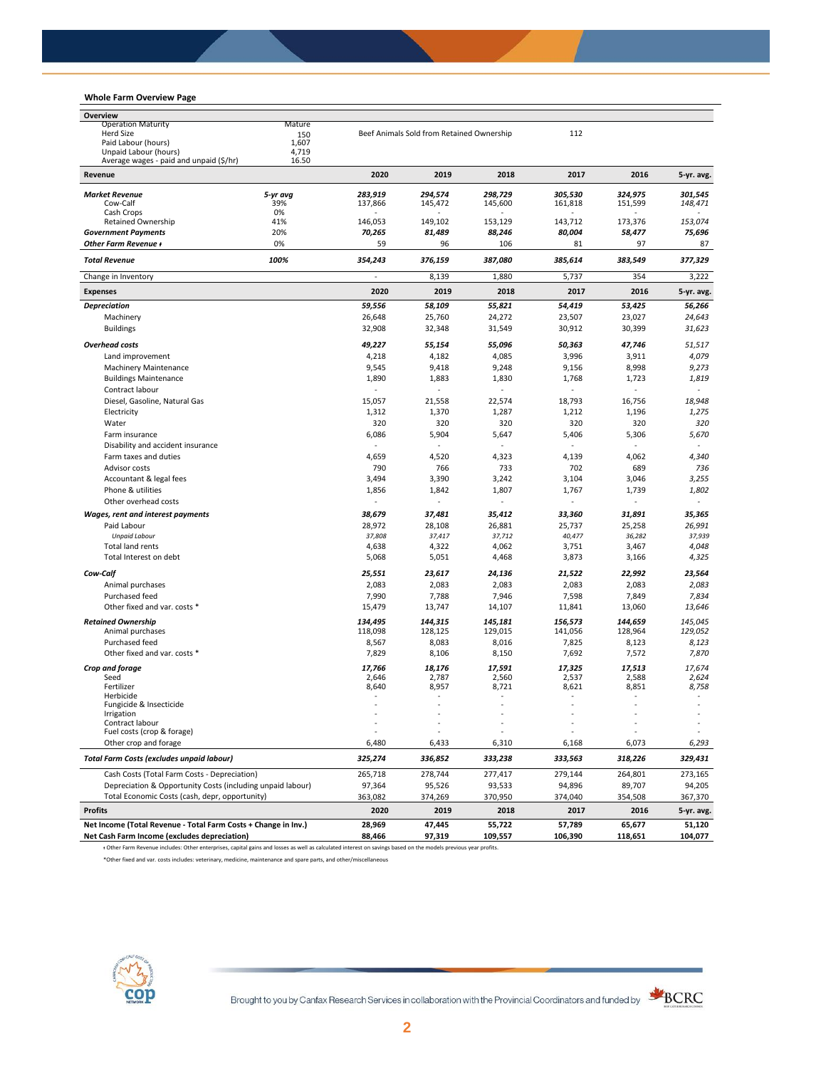## Whole Farm Overview Page

| Overview | | | | | | | |
|---|---|---|---|---|---|---|---|
| Operation Maturity | Mature | | | | | | |
| Herd Size | 150 | Beef Animals Sold from Retained Ownership | | | 112 | | |
| Paid Labour (hours) | 1,607 | | | | | | |
| Unpaid Labour (hours) | 4,719 | | | | | | |
| Average wages - paid and unpaid ($/hr) | 16.50 | | | | | | |

| Revenue | | 2020 | 2019 | 2018 | 2017 | 2016 | 5-yr. avg. |
|---|---|---|---|---|---|---|---|
| ***Market Revenue*** | *5-yr avg* | *283,919* | *294,574* | *298,729* | *305,530* | *324,975* | *301,545* |
| Cow-Calf | 39% | 137,866 | 145,472 | 145,600 | 161,818 | 151,599 | *148,471* |
| Cash Crops | 0% | - | - | - | - | - | - |
| Retained Ownership | 41% | 146,053 | 149,102 | 153,129 | 143,712 | 173,376 | *153,074* |
| ***Government Payments*** | 20% | *70,265* | *81,489* | *88,246* | *80,004* | *58,477* | *75,696* |
| ***Other Farm Revenue ǂ*** | 0% | 59 | 96 | 106 | 81 | 97 | 87 |
| ***Total Revenue*** | ***100%*** | ***354,243*** | ***376,159*** | ***387,080*** | ***385,614*** | ***383,549*** | ***377,329*** |
| Change in Inventory | | - | 8,139 | 1,880 | 5,737 | 354 | 3,222 |

| Expenses | 2020 | 2019 | 2018 | 2017 | 2016 | 5-yr. avg. |
|---|---|---|---|---|---|---|
| ***Depreciation*** | *59,556* | *58,109* | *55,821* | *54,419* | *53,425* | *56,266* |
| Machinery | 26,648 | 25,760 | 24,272 | 23,507 | 23,027 | *24,643* |
| Buildings | 32,908 | 32,348 | 31,549 | 30,912 | 30,399 | *31,623* |
| ***Overhead costs*** | *49,227* | *55,154* | *55,096* | *50,363* | *47,746* | *51,517* |
| Land improvement | 4,218 | 4,182 | 4,085 | 3,996 | 3,911 | *4,079* |
| Machinery Maintenance | 9,545 | 9,418 | 9,248 | 9,156 | 8,998 | *9,273* |
| Buildings Maintenance | 1,890 | 1,883 | 1,830 | 1,768 | 1,723 | *1,819* |
| Contract labour | - | - | - | - | - | - |
| Diesel, Gasoline, Natural Gas | 15,057 | 21,558 | 22,574 | 18,793 | 16,756 | *18,948* |
| Electricity | 1,312 | 1,370 | 1,287 | 1,212 | 1,196 | *1,275* |
| Water | 320 | 320 | 320 | 320 | 320 | *320* |
| Farm insurance | 6,086 | 5,904 | 5,647 | 5,406 | 5,306 | *5,670* |
| Disability and accident insurance | - | - | - | - | - | - |
| Farm taxes and duties | 4,659 | 4,520 | 4,323 | 4,139 | 4,062 | *4,340* |
| Advisor costs | 790 | 766 | 733 | 702 | 689 | *736* |
| Accountant & legal fees | 3,494 | 3,390 | 3,242 | 3,104 | 3,046 | *3,255* |
| Phone & utilities | 1,856 | 1,842 | 1,807 | 1,767 | 1,739 | *1,802* |
| Other overhead costs | - | - | - | - | - | - |
| ***Wages, rent and interest payments*** | *38,679* | *37,481* | *35,412* | *33,360* | *31,891* | *35,365* |
| Paid Labour | 28,972 | 28,108 | 26,881 | 25,737 | 25,258 | *26,991* |
| *Unpaid Labour* | *37,808* | *37,417* | *37,712* | *40,477* | *36,282* | *37,939* |
| Total land rents | 4,638 | 4,322 | 4,062 | 3,751 | 3,467 | *4,048* |
| Total Interest on debt | 5,068 | 5,051 | 4,468 | 3,873 | 3,166 | *4,325* |
| ***Cow-Calf*** | *25,551* | *23,617* | *24,136* | *21,522* | *22,992* | *23,564* |
| Animal purchases | 2,083 | 2,083 | 2,083 | 2,083 | 2,083 | *2,083* |
| Purchased feed | 7,990 | 7,788 | 7,946 | 7,598 | 7,849 | *7,834* |
| Other fixed and var. costs * | 15,479 | 13,747 | 14,107 | 11,841 | 13,060 | *13,646* |
| ***Retained Ownership*** | *134,495* | *144,315* | *145,181* | *156,573* | *144,659* | *145,045* |
| Animal purchases | 118,098 | 128,125 | 129,015 | 141,056 | 128,964 | *129,052* |
| Purchased feed | 8,567 | 8,083 | 8,016 | 7,825 | 8,123 | *8,123* |
| Other fixed and var. costs * | 7,829 | 8,106 | 8,150 | 7,692 | 7,572 | *7,870* |
| ***Crop and forage*** | *17,766* | *18,176* | *17,591* | *17,325* | *17,513* | *17,674* |
| Seed | 2,646 | 2,787 | 2,560 | 2,537 | 2,588 | *2,624* |
| Fertilizer | 8,640 | 8,957 | 8,721 | 8,621 | 8,851 | *8,758* |
| Herbicide | - | - | - | - | - | - |
| Fungicide & Insecticide | - | - | - | - | - | - |
| Irrigation | - | - | - | - | - | - |
| Contract labour | - | - | - | - | - | - |
| Fuel costs (crop & forage) | - | - | - | - | - | - |
| Other crop and forage | 6,480 | 6,433 | 6,310 | 6,168 | 6,073 | *6,293* |
| ***Total Farm Costs (excludes unpaid labour)*** | ***325,274*** | ***336,852*** | ***333,238*** | ***333,563*** | ***318,226*** | ***329,431*** |
| Cash Costs (Total Farm Costs - Depreciation) | 265,718 | 278,744 | 277,417 | 279,144 | 264,801 | 273,165 |
| Depreciation & Opportunity Costs (including unpaid labour) | 97,364 | 95,526 | 93,533 | 94,896 | 89,707 | 94,205 |
| Total Economic Costs (cash, depr, opportunity) | 363,082 | 374,269 | 370,950 | 374,040 | 354,508 | 367,370 |

| Profits | 2020 | 2019 | 2018 | 2017 | 2016 | 5-yr. avg. |
|---|---|---|---|---|---|---|
| **Net Income (Total Revenue - Total Farm Costs + Change in Inv.)** | **28,969** | **47,445** | **55,722** | **57,789** | **65,677** | **51,120** |
| **Net Cash Farm Income (excludes depreciation)** | **88,466** | **97,319** | **109,557** | **106,390** | **118,651** | **104,077** |

ǂ Other Farm Revenue includes: Other enterprises, capital gains and losses as well as calculated interest on savings based on the models previous year profits.

*Other fixed and var. costs includes: veterinary, medicine, maintenance and spare parts, and other/miscellaneous

Brought to you by Canfax Research Services in collaboration with the Provincial Coordinators and funded by BCRC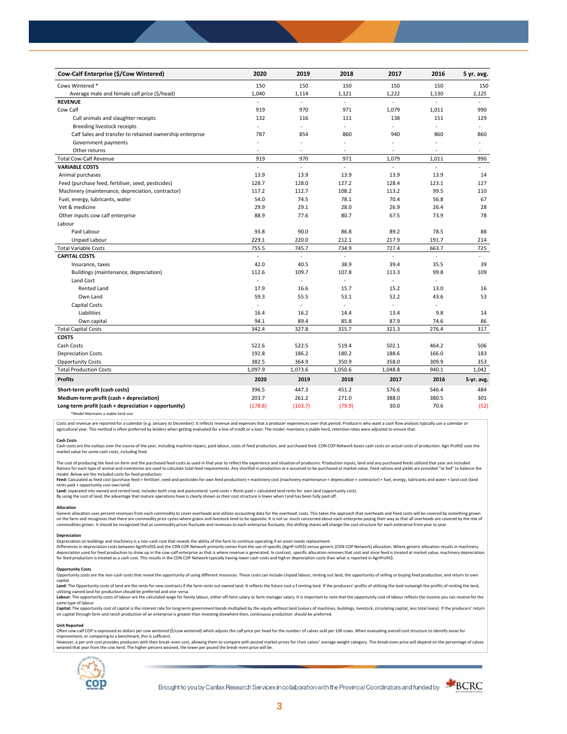| Cow-Calf Enterprise ($/Cow Wintered) | 2020 | 2019 | 2018 | 2017 | 2016 | 5 yr. avg. |
|---|---|---|---|---|---|---|
| Cows Wintered * | 150 | 150 | 150 | 150 | 150 | 150 |
| Average male and female calf price ($/head) | 1,040 | 1,114 | 1,121 | 1,222 | 1,130 | *1,125* |
| **REVENUE** | - | - | - | - | - | - |
| Cow Calf | 919 | 970 | 971 | 1,079 | 1,011 | 990 |
| Cull animals and slaughter receipts | 132 | 116 | 111 | 138 | 151 | 129 |
| Breeding livestock receipts | - | - | - | - | - | - |
| Calf Sales and transfer to retained ownership enterprise | 787 | 854 | 860 | 940 | 860 | 860 |
| Government payments | - | - | - | - | - | - |
| Other returns | - | - | - | - | - | - |
| Total Cow-Calf Revenue | 919 | 970 | 971 | 1,079 | 1,011 | 990 |
| **VARIABLE COSTS** | - | - | - | - | - | - |
| Animal purchases | 13.9 | 13.9 | 13.9 | 13.9 | 13.9 | 14 |
| Feed (purchase feed, fertiliser, seed, pesticides) | 128.7 | 128.0 | 127.2 | 128.4 | 123.1 | 127 |
| Machinery (maintenance, depreciation, contractor) | 117.2 | 112.7 | 108.2 | 113.2 | 99.5 | 110 |
| Fuel, energy, lubricants, water | 54.0 | 74.5 | 78.1 | 70.4 | 56.8 | 67 |
| Vet & medicine | 29.9 | 29.1 | 28.0 | 26.9 | 26.4 | 28 |
| Other inputs cow calf enterprise | 88.9 | 77.6 | 80.7 | 67.5 | 73.9 | 78 |
| Labour | | | | | | |
| Paid Labour | 93.8 | 90.0 | 86.8 | 89.2 | 78.5 | 88 |
| Unpaid Labour | 229.1 | 220.0 | 212.1 | 217.9 | 191.7 | 214 |
| Total Variable Costs | 755.5 | 745.7 | 734.9 | 727.4 | 663.7 | 725 |
| **CAPITAL COSTS** | - | - | - | - | - | - |
| Insurance, taxes | 42.0 | 40.5 | 38.9 | 39.4 | 35.5 | 39 |
| Buildings (maintenance, depreciation) | 112.6 | 109.7 | 107.8 | 113.3 | 99.8 | 109 |
| Land Cost | - | - | - | - | - | |
| Rented Land | 17.9 | 16.6 | 15.7 | 15.2 | 13.0 | 16 |
| Own Land | 59.3 | 55.5 | 53.1 | 52.2 | 43.6 | 53 |
| Capital Costs | - | - | - | - | - | |
| Liabilities | 16.4 | 16.2 | 14.4 | 13.4 | 9.8 | 14 |
| Own capital | 94.1 | 89.4 | 85.8 | 87.9 | 74.6 | 86 |
| Total Capital Costs | 342.4 | 327.8 | 315.7 | 321.3 | 276.4 | 317 |
| **COSTS** | | | | | | |
| Cash Costs | 522.6 | 522.5 | 519.4 | 502.1 | 464.2 | 506 |
| Depreciation Costs | 192.8 | 186.2 | 180.2 | 188.6 | 166.0 | 183 |
| Opportunity Costs | 382.5 | 364.9 | 350.9 | 358.0 | 309.9 | 353 |
| Total Production Costs | 1,097.9 | 1,073.6 | 1,050.6 | 1,048.8 | 940.1 | 1,042 |
| **Profits** | **2020** | **2019** | **2018** | **2017** | **2016** | **5-yr. avg.** |
| **Short-term profit (cash costs)** | 396.5 | 447.3 | 451.2 | 576.6 | 546.4 | 484 |
| **Medium-term profit (cash + depreciation)** | 203.7 | 261.2 | 271.0 | 388.0 | 380.5 | 301 |
| **Long-term profit (cash + depreciation + opportunity)** | (178.8) | (103.7) | (79.9) | 30.0 | 70.6 | (52) |

*Model Maintains a stable herd size

Costs and revenue are reported for a calendar (e.g. January to December). It reflects revenue and expenses that a producer experiences over that period. Producers who want a cash flow analysis typically use a calendar or agricultural year. This method is often preferred by lenders when getting evaluated for a line of credit or a loan. The model maintains a stable herd, retention rates were adjusted to ensure that.

**Cash Costs**

Cash costs are the outlays over the course of the year, including machine repairs, paid labour, costs of feed production, and purchased feed. CDN COP Network bases cash costs on actual costs of production. Agri Profit$ uses the market value for some cash costs, including feed.

The cost of producing the feed on-farm and the purchased feed costs as used in that year to reflect the experience and situation of producers. Production inputs, land and any purchased feeds utilized that year are included. Rations for each type of animal and inventories are used to calculate total feed requirements. Any shortfall in production are assumed to be purchased at market value. Feed rations and yields are provided "as fed" to balance the model. Below are the included costs for feed production:

**Feed:** Calculated as feed cost (purchase feed + fertilizer, seed and pesticides for own feed production) + machinery cost (machinery maintenance + depreciation + contractor) + fuel, energy, lubricants and water + land cost (land rents paid + opportunity cost own land)

**Land:** separated into owned and rented land, includes both crop and pastureland. Land costs = Rents paid + calculated land rents for own land (opportunity cost).

By using the cost of land, the advantage that mature operations have is clearly shown as their cost structure is lower when land has been fully paid off.

**Allocation**

Generic allocation uses percent revenues from each commodity to cover overheads and utilizes accounting data for the overhead costs. This takes the approach that overheads and fixed costs will be covered by something grown on the farm and recognizes that there are commodity price cycles where grains and livestock tend to be opposite. It is not so much concerned about each enterprise paying their way as that all overheads are covered by the mix of commodities grown. It should be recognized that as commodity prices fluctuate and revenues to each enterprise fluctuate, the shifting shares will change the cost structure for each enterprise from year to year.

**Depreciation**

Depreciation on buildings and machinery is a non-cash cost that reveals the ability of the farm to continue operating if an asset needs replacement.

Differences in depreciation costs between AgriProfit$ and the CDN COP Network primarily comes from the use of specific (AgriP rofit$) versus generic (CDN COP Network) allocation. Where generic allocation results in machinery depreciation used for feed production to show up in the cow-calf enterprise as that is where revenue is generated. In contrast, specific allocation removes that cost and since feed is treated at market value, machinery depreciation for feed production is treated as a cash cost. This results in the CDN COP Network typically having lower cash costs and higher depreciation costs than what is reported in AgriProfit$.

**Opportunity Costs**

Opportunity costs are the non-cash costs that reveal the opportunity of using different resources. These costs can include Unpaid labour, renting out land, the opportunity of selling or buying feed production, and return to own capital.

**Land:** The Opportunity costs of land are the rents for new contracts if the farm rents out owned land. It reflects the future cost of renting land. If the producers' profits of utilizing the land outweigh the profits of renting the land, utilizing owned land for production should be preferred and vice-versa.

**Labour:** The opportunity costs of labour are the calculated wage for family labour, either off-farm salary or farm manager salary. It is important to note that the opportunity cost of labour reflects the income you can receive for the same type of labour.

**Capital:** The opportunity cost of capital is the interest rate for long-term government bonds multiplied by the equity without land (values of machines, buildings, livestock, circulating capital, less total loans). If the producers' return on capital through farm and ranch production of an enterprise is greater than investing elsewhere then, continuous production should be preferred.

**Unit Reported**

Often cow-calf COP is expressed as dollars per cow wintered ($/cow wintered) which adjusts the calf price per head for the number of calves sold per 100 cows. When evaluating overall cost structure to identify areas for improvement, or comparing to a benchmark, this is sufficient.

However, a per unit cost provides producers with their break-even cost, allowing them to compare with posted market prices for their calves' average weight category. This break-even price will depend on the percentage of calves weaned that year from the cow herd. The higher percent weaned, the lower per pound the break-even price will be.

Brought to you by Canfax Research Services in collaboration with the Provincial Coordinators and funded by BCRC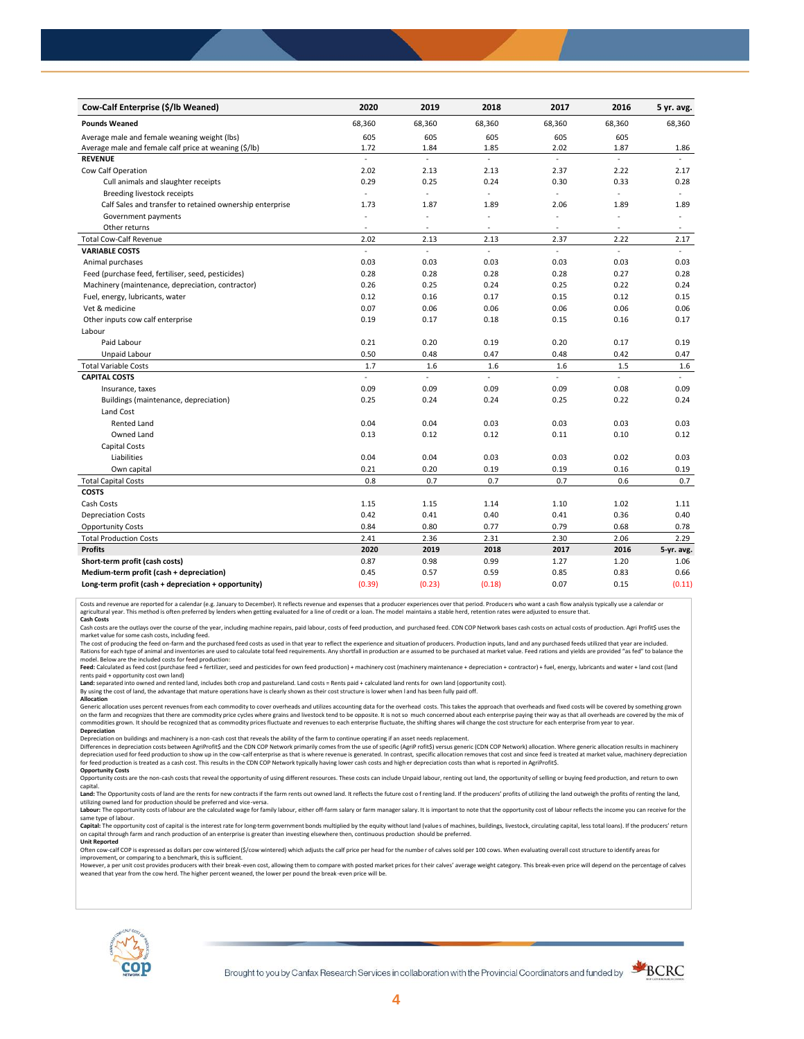| Cow-Calf Enterprise ($/lb Weaned) | 2020 | 2019 | 2018 | 2017 | 2016 | 5 yr. avg. |
|---|---|---|---|---|---|---|
| **Pounds Weaned** | 68,360 | 68,360 | 68,360 | 68,360 | 68,360 | 68,360 |
| Average male and female weaning weight (lbs) | 605 | 605 | 605 | 605 | 605 | |
| Average male and female calf price at weaning ($/lb) | 1.72 | 1.84 | 1.85 | 2.02 | 1.87 | 1.86 |
| **REVENUE** | - | - | - | - | - | - |
| Cow Calf Operation | 2.02 | 2.13 | 2.13 | 2.37 | 2.22 | 2.17 |
| Cull animals and slaughter receipts | 0.29 | 0.25 | 0.24 | 0.30 | 0.33 | 0.28 |
| Breeding livestock receipts | - | - | - | - | - | - |
| Calf Sales and transfer to retained ownership enterprise | 1.73 | 1.87 | 1.89 | 2.06 | 1.89 | 1.89 |
| Government payments | - | - | - | - | - | - |
| Other returns | - | - | - | - | - | - |
| Total Cow-Calf Revenue | 2.02 | 2.13 | 2.13 | 2.37 | 2.22 | 2.17 |
| **VARIABLE COSTS** | - | - | - | - | - | - |
| Animal purchases | 0.03 | 0.03 | 0.03 | 0.03 | 0.03 | 0.03 |
| Feed (purchase feed, fertiliser, seed, pesticides) | 0.28 | 0.28 | 0.28 | 0.28 | 0.27 | 0.28 |
| Machinery (maintenance, depreciation, contractor) | 0.26 | 0.25 | 0.24 | 0.25 | 0.22 | 0.24 |
| Fuel, energy, lubricants, water | 0.12 | 0.16 | 0.17 | 0.15 | 0.12 | 0.15 |
| Vet & medicine | 0.07 | 0.06 | 0.06 | 0.06 | 0.06 | 0.06 |
| Other inputs cow calf enterprise | 0.19 | 0.17 | 0.18 | 0.15 | 0.16 | 0.17 |
| Labour | | | | | | |
| Paid Labour | 0.21 | 0.20 | 0.19 | 0.20 | 0.17 | 0.19 |
| Unpaid Labour | 0.50 | 0.48 | 0.47 | 0.48 | 0.42 | 0.47 |
| Total Variable Costs | 1.7 | 1.6 | 1.6 | 1.6 | 1.5 | 1.6 |
| **CAPITAL COSTS** | - | - | - | - | - | - |
| Insurance, taxes | 0.09 | 0.09 | 0.09 | 0.09 | 0.08 | 0.09 |
| Buildings (maintenance, depreciation) | 0.25 | 0.24 | 0.24 | 0.25 | 0.22 | 0.24 |
| Land Cost | | | | | | |
| Rented Land | 0.04 | 0.04 | 0.03 | 0.03 | 0.03 | 0.03 |
| Owned Land | 0.13 | 0.12 | 0.12 | 0.11 | 0.10 | 0.12 |
| Capital Costs | | | | | | |
| Liabilities | 0.04 | 0.04 | 0.03 | 0.03 | 0.02 | 0.03 |
| Own capital | 0.21 | 0.20 | 0.19 | 0.19 | 0.16 | 0.19 |
| Total Capital Costs | 0.8 | 0.7 | 0.7 | 0.7 | 0.6 | 0.7 |
| **COSTS** | | | | | | |
| Cash Costs | 1.15 | 1.15 | 1.14 | 1.10 | 1.02 | 1.11 |
| Depreciation Costs | 0.42 | 0.41 | 0.40 | 0.41 | 0.36 | 0.40 |
| Opportunity Costs | 0.84 | 0.80 | 0.77 | 0.79 | 0.68 | 0.78 |
| Total Production Costs | 2.41 | 2.36 | 2.31 | 2.30 | 2.06 | 2.29 |
| **Profits** | **2020** | **2019** | **2018** | **2017** | **2016** | **5-yr. avg.** |
| **Short-term profit (cash costs)** | 0.87 | 0.98 | 0.99 | 1.27 | 1.20 | 1.06 |
| **Medium-term profit (cash + depreciation)** | 0.45 | 0.57 | 0.59 | 0.85 | 0.83 | 0.66 |
| **Long-term profit (cash + depreciation + opportunity)** | (0.39) | (0.23) | (0.18) | 0.07 | 0.15 | (0.11) |

Costs and revenue are reported for a calendar (e.g. January to December). It reflects revenue and expenses that a producer experiences over that period. Producers who want a cash flow analysis typically use a calendar or agricultural year. This method is often preferred by lenders when getting evaluated for a line of credit or a loan. The model maintains a stable herd, retention rates were adjusted to ensure that.

**Cash Costs**

Cash costs are the outlays over the course of the year, including machine repairs, paid labour, costs of feed production, and purchased feed. CDN COP Network bases cash costs on actual costs of production. Agri Profit$ uses the market value for some cash costs, including feed.

The cost of producing the feed on-farm and the purchased feed costs as used in that year to reflect the experience and situation of producers. Production inputs, land and any purchased feeds utilized that year are included. Rations for each type of animal and inventories are used to calculate total feed requirements. Any shortfall in production are assumed to be purchased at market value. Feed rations and yields are provided "as fed" to balance the model. Below are the included costs for feed production:

**Feed:** Calculated as feed cost (purchase feed + fertilizer, seed and pesticides for own feed production) + machinery cost (machinery maintenance + depreciation + contractor) + fuel, energy, lubricants and water + land cost (land rents paid + opportunity cost own land)

**Land:** separated into owned and rented land, includes both crop and pastureland. Land costs = Rents paid + calculated land rents for own land (opportunity cost).

By using the cost of land, the advantage that mature operations have is clearly shown as their cost structure is lower when land has been fully paid off.

**Allocation**

Generic allocation uses percent revenues from each commodity to cover overheads and utilizes accounting data for the overhead costs. This takes the approach that overheads and fixed costs will be covered by something grown on the farm and recognizes that there are commodity price cycles where grains and livestock tend to be opposite. It is not so much concerned about each enterprise paying their way as that all overheads are covered by the mix of commodities grown. It should be recognized that as commodity prices fluctuate and revenues to each enterprise fluctuate, the shifting shares will change the cost structure for each enterprise from year to year.

**Depreciation**

Depreciation on buildings and machinery is a non-cash cost that reveals the ability of the farm to continue operating if an asset needs replacement.

Differences in depreciation costs between AgriProfit$ and the CDN COP Network primarily comes from the use of specific (AgriP rofit$) versus generic (CDN COP Network) allocation. Where generic allocation results in machinery depreciation used for feed production to show up in the cow-calf enterprise as that is where revenue is generated. In contrast, specific allocation removes that cost and since feed is treated at market value, machinery depreciation for feed production is treated as a cash cost. This results in the CDN COP Network typically having lower cash costs and higher depreciation costs than what is reported in AgriProfit$.

**Opportunity Costs**

Opportunity costs are the non-cash costs that reveal the opportunity of using different resources. These costs can include Unpaid labour, renting out land, the opportunity of selling or buying feed production, and return to own capital.

**Land:** The Opportunity costs of land are the rents for new contracts if the farm rents out owned land. It reflects the future cost o f renting land. If the producers' profits of utilizing the land outweigh the profits of renting the land, utilizing owned land for production should be preferred and vice-versa.

**Labour:** The opportunity costs of labour are the calculated wage for family labour, either off-farm salary or farm manager salary. It is important to note that the opportunity cost of labour reflects the income you can receive for the same type of labour.

**Capital:** The opportunity cost of capital is the interest rate for long-term government bonds multiplied by the equity without land (values of machines, buildings, livestock, circulating capital, less total loans). If the producers' return on capital through farm and ranch production of an enterprise is greater than investing elsewhere then, continuous production should be preferred.

**Unit Reported**

Often cow-calf COP is expressed as dollars per cow wintered ($/cow wintered) which adjusts the calf price per head for the numbe r of calves sold per 100 cows. When evaluating overall cost structure to identify areas for improvement, or comparing to a benchmark, this is sufficient.

However, a per unit cost provides producers with their break-even cost, allowing them to compare with posted market prices for their calves' average weight category. This break-even price will depend on the percentage of calves weaned that year from the cow herd. The higher percent weaned, the lower per pound the break-even price will be.

Brought to you by Canfax Research Services in collaboration with the Provincial Coordinators and funded by BCRC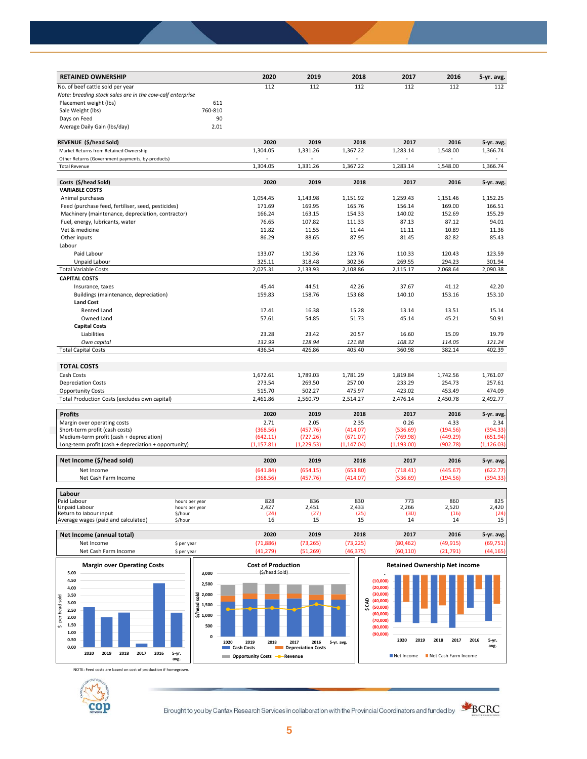| RETAINED OWNERSHIP | | 2020 | 2019 | 2018 | 2017 | 2016 | 5-yr. avg. |
|---|---|---|---|---|---|---|---|
| No. of beef cattle sold per year | | 112 | 112 | 112 | 112 | 112 | 112 |
| *Note: breeding stock sales are in the cow-calf enterprise* | | | | | | | |
| Placement weight (lbs) | 611 | | | | | | |
| Sale Weight (lbs) | 760-810 | | | | | | |
| Days on Feed | 90 | | | | | | |
| Average Daily Gain (lbs/day) | 2.01 | | | | | | |

| REVENUE ($/head Sold) | 2020 | 2019 | 2018 | 2017 | 2016 | 5-yr. avg. |
|---|---|---|---|---|---|---|
| Market Returns from Retained Ownership | 1,304.05 | 1,331.26 | 1,367.22 | 1,283.14 | 1,548.00 | 1,366.74 |
| Other Returns (Government payments, by-products) | - | - | - | - | - | - |
| Total Revenue | 1,304.05 | 1,331.26 | 1,367.22 | 1,283.14 | 1,548.00 | 1,366.74 |

| Costs ($/head Sold) | 2020 | 2019 | 2018 | 2017 | 2016 | 5-yr. avg. |
|---|---|---|---|---|---|---|
| **VARIABLE COSTS** | | | | | | |
| Animal purchases | 1,054.45 | 1,143.98 | 1,151.92 | 1,259.43 | 1,151.46 | 1,152.25 |
| Feed (purchase feed, fertiliser, seed, pesticides) | 171.69 | 169.95 | 165.76 | 156.14 | 169.00 | 166.51 |
| Machinery (maintenance, depreciation, contractor) | 166.24 | 163.15 | 154.33 | 140.02 | 152.69 | 155.29 |
| Fuel, energy, lubricants, water | 76.65 | 107.82 | 111.33 | 87.13 | 87.12 | 94.01 |
| Vet & medicine | 11.82 | 11.55 | 11.44 | 11.11 | 10.89 | 11.36 |
| Other inputs | 86.29 | 88.65 | 87.95 | 81.45 | 82.82 | 85.43 |
| Labour | | | | | | |
| Paid Labour | 133.07 | 130.36 | 123.76 | 110.33 | 120.43 | 123.59 |
| Unpaid Labour | 325.11 | 318.48 | 302.36 | 269.55 | 294.23 | 301.94 |
| Total Variable Costs | 2,025.31 | 2,133.93 | 2,108.86 | 2,115.17 | 2,068.64 | 2,090.38 |
| **CAPITAL COSTS** | | | | | | |
| Insurance, taxes | 45.44 | 44.51 | 42.26 | 37.67 | 41.12 | 42.20 |
| Buildings (maintenance, depreciation) | 159.83 | 158.76 | 153.68 | 140.10 | 153.16 | 153.10 |
| **Land Cost** | | | | | | |
| Rented Land | 17.41 | 16.38 | 15.28 | 13.14 | 13.51 | 15.14 |
| Owned Land | 57.61 | 54.85 | 51.73 | 45.14 | 45.21 | 50.91 |
| **Capital Costs** | | | | | | |
| Liabilities | 23.28 | 23.42 | 20.57 | 16.60 | 15.09 | 19.79 |
| *Own capital* | *132.99* | *128.94* | *121.88* | *108.32* | *114.05* | *121.24* |
| Total Capital Costs | 436.54 | 426.86 | 405.40 | 360.98 | 382.14 | 402.39 |

| TOTAL COSTS | 2020 | 2019 | 2018 | 2017 | 2016 | 5-yr. avg. |
|---|---|---|---|---|---|---|
| Cash Costs | 1,672.61 | 1,789.03 | 1,781.29 | 1,819.84 | 1,742.56 | 1,761.07 |
| Depreciation Costs | 273.54 | 269.50 | 257.00 | 233.29 | 254.73 | 257.61 |
| Opportunity Costs | 515.70 | 502.27 | 475.97 | 423.02 | 453.49 | 474.09 |
| Total Production Costs (excludes own capital) | 2,461.86 | 2,560.79 | 2,514.27 | 2,476.14 | 2,450.78 | 2,492.77 |

| Profits | 2020 | 2019 | 2018 | 2017 | 2016 | 5-yr. avg. |
|---|---|---|---|---|---|---|
| Margin over operating costs | 2.71 | 2.05 | 2.35 | 0.26 | 4.33 | 2.34 |
| Short-term profit (cash costs) | (368.56) | (457.76) | (414.07) | (536.69) | (194.56) | (394.33) |
| Medium-term profit (cash + depreciation) | (642.11) | (727.26) | (671.07) | (769.98) | (449.29) | (651.94) |
| Long-term profit (cash + depreciation + opportunity) | (1,157.81) | (1,229.53) | (1,147.04) | (1,193.00) | (902.78) | (1,126.03) |

| Net Income ($/head sold) | 2020 | 2019 | 2018 | 2017 | 2016 | 5-yr. avg. |
|---|---|---|---|---|---|---|
| Net Income | (641.84) | (654.15) | (653.80) | (718.41) | (445.67) | (622.77) |
| Net Cash Farm Income | (368.56) | (457.76) | (414.07) | (536.69) | (194.56) | (394.33) |

| Labour | | 2020 | 2019 | 2018 | 2017 | 2016 | 5-yr. avg. |
|---|---|---|---|---|---|---|---|
| Paid Labour | hours per year | 828 | 836 | 830 | 773 | 860 | 825 |
| Unpaid Labour | hours per year | 2,427 | 2,451 | 2,433 | 2,266 | 2,520 | 2,420 |
| Return to labour input | $/hour | (24) | (27) | (25) | (30) | (16) | (24) |
| Average wages (paid and calculated) | $/hour | 16 | 15 | 15 | 14 | 14 | 15 |

| Net Income (annual total) | | 2020 | 2019 | 2018 | 2017 | 2016 | 5-yr. avg. |
|---|---|---|---|---|---|---|---|
| Net Income | $ per year | (71,886) | (73,265) | (73,225) | (80,462) | (49,915) | (69,751) |
| Net Cash Farm Income | $ per year | (41,279) | (51,269) | (46,375) | (60,110) | (21,791) | (44,165) |

NOTE: Feed costs are based on cost of production if homegrown.

Brought to you by Canfax Research Services in collaboration with the Provincial Coordinators and funded by BCRC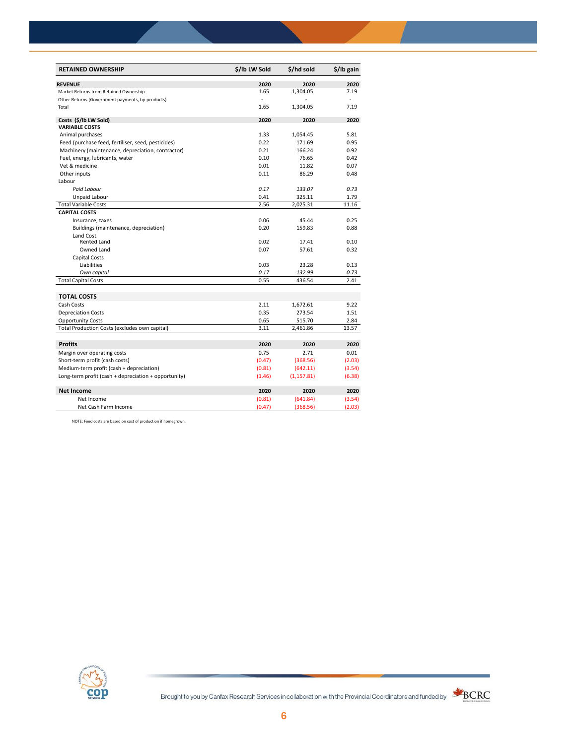| RETAINED OWNERSHIP | $/lb LW Sold | $/hd sold | $/lb gain |
|---|---|---|---|
| **REVENUE** | **2020** | **2020** | **2020** |
| Market Returns from Retained Ownership | 1.65 | 1,304.05 | 7.19 |
| Other Returns (Government payments, by-products) | - | - | - |
| Total | 1.65 | 1,304.05 | 7.19 |
| **Costs ($/lb LW Sold)** | **2020** | **2020** | **2020** |
| **VARIABLE COSTS** | | | |
| Animal purchases | 1.33 | 1,054.45 | 5.81 |
| Feed (purchase feed, fertiliser, seed, pesticides) | 0.22 | 171.69 | 0.95 |
| Machinery (maintenance, depreciation, contractor) | 0.21 | 166.24 | 0.92 |
| Fuel, energy, lubricants, water | 0.10 | 76.65 | 0.42 |
| Vet & medicine | 0.01 | 11.82 | 0.07 |
| Other inputs | 0.11 | 86.29 | 0.48 |
| Labour | | | |
| *Paid Labour* | *0.17* | *133.07* | *0.73* |
| Unpaid Labour | 0.41 | 325.11 | 1.79 |
| Total Variable Costs | 2.56 | 2,025.31 | 11.16 |
| **CAPITAL COSTS** | | | |
| Insurance, taxes | 0.06 | 45.44 | 0.25 |
| Buildings (maintenance, depreciation) | 0.20 | 159.83 | 0.88 |
| Land Cost | | | |
| Rented Land | 0.02 | 17.41 | 0.10 |
| Owned Land | 0.07 | 57.61 | 0.32 |
| Capital Costs | | | |
| Liabilities | 0.03 | 23.28 | 0.13 |
| *Own capital* | *0.17* | *132.99* | *0.73* |
| Total Capital Costs | 0.55 | 436.54 | 2.41 |
| **TOTAL COSTS** | | | |
| Cash Costs | 2.11 | 1,672.61 | 9.22 |
| Depreciation Costs | 0.35 | 273.54 | 1.51 |
| Opportunity Costs | 0.65 | 515.70 | 2.84 |
| Total Production Costs (excludes own capital) | 3.11 | 2,461.86 | 13.57 |
| **Profits** | **2020** | **2020** | **2020** |
| Margin over operating costs | 0.75 | 2.71 | 0.01 |
| Short-term profit (cash costs) | (0.47) | (368.56) | (2.03) |
| Medium-term profit (cash + depreciation) | (0.81) | (642.11) | (3.54) |
| Long-term profit (cash + depreciation + opportunity) | (1.46) | (1,157.81) | (6.38) |
| **Net Income** | **2020** | **2020** | **2020** |
| Net Income | (0.81) | (641.84) | (3.54) |
| Net Cash Farm Income | (0.47) | (368.56) | (2.03) |

NOTE: Feed costs are based on cost of production if homegrown.

Brought to you by Canfax Research Services in collaboration with the Provincial Coordinators and funded by BCRC